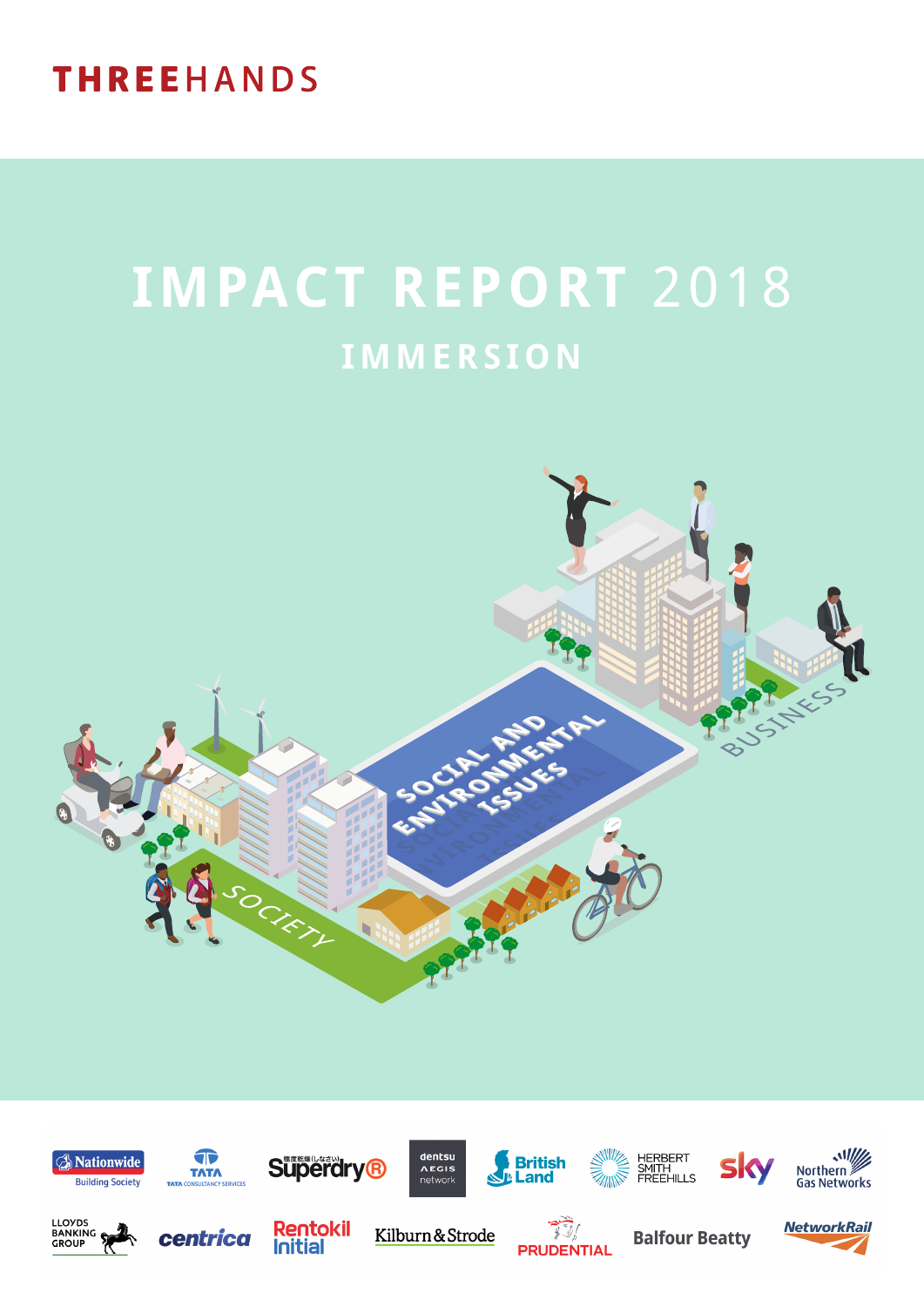THREEHANDS

# IMPACT REPORT 2018

## IMMERSION

SOCIAL AND ENVIRONMENTAL ISSUES

SOCIETY

BUSINESS

Nationwide Building Society · TATA Consultancy Services · Superdry · dentsu Aegis network · British Land · Herbert Smith Freehills · sky · Northern Gas Networks · Lloyds Banking Group · centrica · Rentokil Initial · Kilburn & Strode · Prudential · Balfour Beatty · Network Rail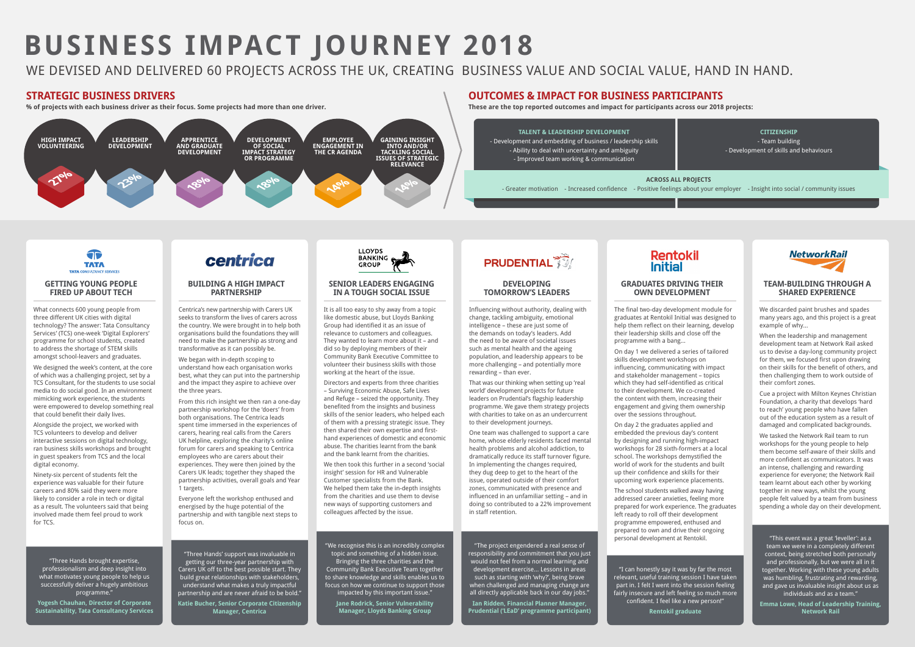# BUSINESS IMPACT JOURNEY 2018

WE DEVISED AND DELIVERED 60 PROJECTS ACROSS THE UK, CREATING BUSINESS VALUE AND SOCIAL VALUE, HAND IN HAND.

## STRATEGIC BUSINESS DRIVERS

**% of projects with each business driver as their focus. Some projects had more than one driver.**

| Driver | % |
|---|---|
| HIGH IMPACT VOLUNTEERING | 27% |
| LEADERSHIP DEVELOPMENT | 23% |
| APPRENTICE AND GRADUATE DEVELOPMENT | 18% |
| DEVELOPMENT OF SOCIAL IMPACT STRATEGY OR PROGRAMME | 18% |
| EMPLOYEE ENGAGEMENT IN THE CR AGENDA | 14% |
| GAINING INSIGHT INTO AND/OR TACKLING SOCIAL ISSUES OF STRATEGIC RELEVANCE | 14% |

## OUTCOMES & IMPACT FOR BUSINESS PARTICIPANTS

**These are the top reported outcomes and impact for participants across our 2018 projects:**

**TALENT & LEADERSHIP DEVELOPMENT**

- Development and embedding of business / leadership skills
- Ability to deal with uncertainty and ambiguity
- Improved team working & communication

**CITIZENSHIP**

- Team building
- Development of skills and behaviours

**ACROSS ALL PROJECTS**

- Greater motivation
- Increased confidence
- Positive feelings about your employer
- Insight into social / community issues

---

### TATA CONSULTANCY SERVICES — GETTING YOUNG PEOPLE FIRED UP ABOUT TECH

What connects 600 young people from three different UK cities with digital technology? The answer: Tata Consultancy Services' (TCS) one-week 'Digital Explorers' programme for school students, created to address the shortage of STEM skills amongst school-leavers and graduates.

We designed the week's content, at the core of which was a challenging project, set by a TCS Consultant, for the students to use social media to do social good. In an environment mimicking work experience, the students were empowered to develop something real that could benefit their daily lives.

Alongside the project, we worked with TCS volunteers to develop and deliver interactive sessions on digital technology, ran business skills workshops and brought in guest speakers from TCS and the local digital economy.

Ninety-six percent of students felt the experience was valuable for their future careers and 80% said they were more likely to consider a role in tech or digital as a result. The volunteers said that being involved made them feel proud to work for TCS.

"Three Hands brought expertise, professionalism and deep insight into what motivates young people to help us successfully deliver a hugely ambitious programme."

**Yogesh Chauhan, Director of Corporate Sustainability, Tata Consultancy Services**

### CENTRICA — BUILDING A HIGH IMPACT PARTNERSHIP

Centrica's new partnership with Carers UK seeks to transform the lives of carers across the country. We were brought in to help both organisations build the foundations they will need to make the partnership as strong and transformative as it can possibly be.

We began with in-depth scoping to understand how each organisation works best, what they can put into the partnership and the impact they aspire to achieve over the three years.

From this rich insight we then ran a one-day partnership workshop for the 'doers' from both organisations. The Centrica leads spent time immersed in the experiences of carers, hearing real calls from the Carers UK helpline, exploring the charity's online forum for carers and speaking to Centrica employees who are carers about their experiences. They were then joined by the Carers UK leads; together they shaped the partnership activities, overall goals and Year 1 targets.

Everyone left the workshop enthused and energised by the huge potential of the partnership and with tangible next steps to focus on.

"Three Hands' support was invaluable in getting our three-year partnership with Carers UK off to the best possible start. They build great relationships with stakeholders, understand what makes a truly impactful partnership and are never afraid to be bold."

**Katie Bucher, Senior Corporate Citizenship Manager, Centrica**

### LLOYDS BANKING GROUP — SENIOR LEADERS ENGAGING IN A TOUGH SOCIAL ISSUE

It is all too easy to shy away from a topic like domestic abuse, but Lloyds Banking Group had identified it as an issue of relevance to customers and colleagues. They wanted to learn more about it – and did so by deploying members of their Community Bank Executive Committee to volunteer their business skills with those working at the heart of the issue.

Directors and experts from three charities – Surviving Economic Abuse, Safe Lives and Refuge – seized the opportunity. They benefited from the insights and business skills of the senior leaders, who helped each of them with a pressing strategic issue. They then shared their own expertise and first-hand experiences of domestic and economic abuse. The charities learnt from the bank and the bank learnt from the charities.

We then took this further in a second 'social insight' session for HR and Vulnerable Customer specialists from the Bank. We helped them take the in-depth insights from the charities and use them to devise new ways of supporting customers and colleagues affected by the issue.

"We recognise this is an incredibly complex topic and something of a hidden issue. Bringing the three charities and the Community Bank Executive Team together to share knowledge and skills enables us to focus on how we continue to support those impacted by this important issue."

**Jane Rodrick, Senior Vulnerability Manager, Lloyds Banking Group**

### PRUDENTIAL — DEVELOPING TOMORROW'S LEADERS

Influencing without authority, dealing with change, tackling ambiguity, emotional intelligence – these are just some of the demands on today's leaders. Add the need to be aware of societal issues such as mental health and the ageing population, and leadership appears to be more challenging – and potentially more rewarding – than ever.

That was our thinking when setting up 'real world' development projects for future leaders on Prudential's flagship leadership programme. We gave them strategy projects with charities to take on as an undercurrent to their development journeys.

One team was challenged to support a care home, whose elderly residents faced mental health problems and alcohol addiction, to dramatically reduce its staff turnover figure. In implementing the changes required, they dug deep to get to the heart of the issue, operated outside of their comfort zones, communicated with presence and influenced in an unfamiliar setting – and in doing so contributed to a 22% improvement in staff retention.

"The project engendered a real sense of responsibility and commitment that you just would not feel from a normal learning and development exercise... Lessons in areas such as starting with 'why?', being brave when challenged and managing change are all directly applicable back in our day jobs."

**Ian Ridden, Financial Planner Manager, Prudential ('LEaD' programme participant)**

### RENTOKIL INITIAL — GRADUATES DRIVING THEIR OWN DEVELOPMENT

The final two-day development module for graduates at Rentokil Initial was designed to help them reflect on their learning, develop their leadership skills and close off the programme with a bang...

On day 1 we delivered a series of tailored skills development workshops on influencing, communicating with impact and stakeholder management – topics which they had self-identified as critical to their development. We co-created the content with them, increasing their engagement and giving them ownership over the sessions throughout.

On day 2 the graduates applied and embedded the previous day's content by designing and running high-impact workshops for 28 sixth-formers at a local school. The workshops demystified the world of work for the students and built up their confidence and skills for their upcoming work experience placements.

The school students walked away having addressed career anxieties, feeling more prepared for work experience. The graduates left ready to roll off their development programme empowered, enthused and prepared to own and drive their ongoing personal development at Rentokil.

"I can honestly say it was by far the most relevant, useful training session I have taken part in. I felt I went into the session feeling fairly insecure and left feeling so much more confident. I feel like a new person!"

**Rentokil graduate**

### NETWORK RAIL — TEAM-BUILDING THROUGH A SHARED EXPERIENCE

We discarded paint brushes and spades many years ago, and this project is a great example of why...

When the leadership and management development team at Network Rail asked us to devise a day-long community project for them, we focused first upon drawing on their skills for the benefit of others, and then challenging them to work outside of their comfort zones.

Cue a project with Milton Keynes Christian Foundation, a charity that develops 'hard to reach' young people who have fallen out of the education system as a result of damaged and complicated backgrounds.

We tasked the Network Rail team to run workshops for the young people to help them become self-aware of their skills and more confident as communicators. It was an intense, challenging and rewarding experience for everyone; the Network Rail team learnt about each other by working together in new ways, whilst the young people felt valued by a team from business spending a whole day on their development.

"This event was a great 'leveller': as a team we were in a completely different context, being stretched both personally and professionally, but we were all in it together. Working with these young adults was humbling, frustrating and rewarding, and gave us invaluable insight about us as individuals and as a team."

**Emma Lowe, Head of Leadership Training, Network Rail**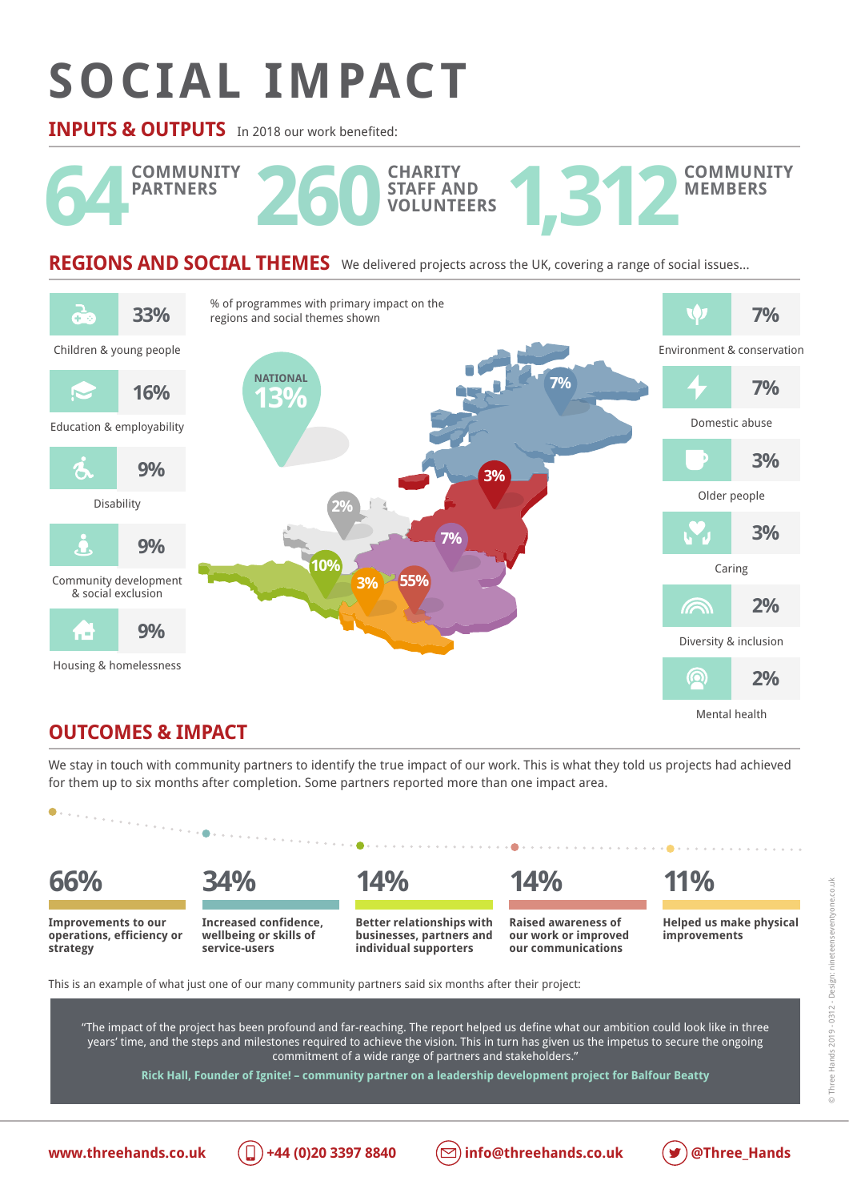# SOCIAL IMPACT

## INPUTS & OUTPUTS

In 2018 our work benefited:

**64** COMMUNITY PARTNERS

**260** CHARITY STAFF AND VOLUNTEERS

**1,312** COMMUNITY MEMBERS

## REGIONS AND SOCIAL THEMES

We delivered projects across the UK, covering a range of social issues...

% of programmes with primary impact on the regions and social themes shown

- 33% Children & young people
- 16% Education & employability
- 9% Disability
- 9% Community development & social exclusion
- 9% Housing & homelessness

NATIONAL 13%

7%
3%
2%
7%
10%
3%
55%

- 7% Environment & conservation
- 7% Domestic abuse
- 3% Older people
- 3% Caring
- 2% Diversity & inclusion
- 2% Mental health

## OUTCOMES & IMPACT

We stay in touch with community partners to identify the true impact of our work. This is what they told us projects had achieved for them up to six months after completion. Some partners reported more than one impact area.

- **66%** Improvements to our operations, efficiency or strategy
- **34%** Increased confidence, wellbeing or skills of service-users
- **14%** Better relationships with businesses, partners and individual supporters
- **14%** Raised awareness of our work or improved our communications
- **11%** Helped us make physical improvements

This is an example of what just one of our many community partners said six months after their project:

> "The impact of the project has been profound and far-reaching. The report helped us define what our ambition could look like in three years' time, and the steps and milestones required to achieve the vision. This in turn has given us the impetus to secure the ongoing commitment of a wide range of partners and stakeholders."
>
> **Rick Hall, Founder of Ignite! – community partner on a leadership development project for Balfour Beatty**

www.threehands.co.uk | +44 (0)20 3397 8840 | info@threehands.co.uk | @Three_Hands

© Three Hands 2019 - 0312 - Design: nineteenseventyone.co.uk